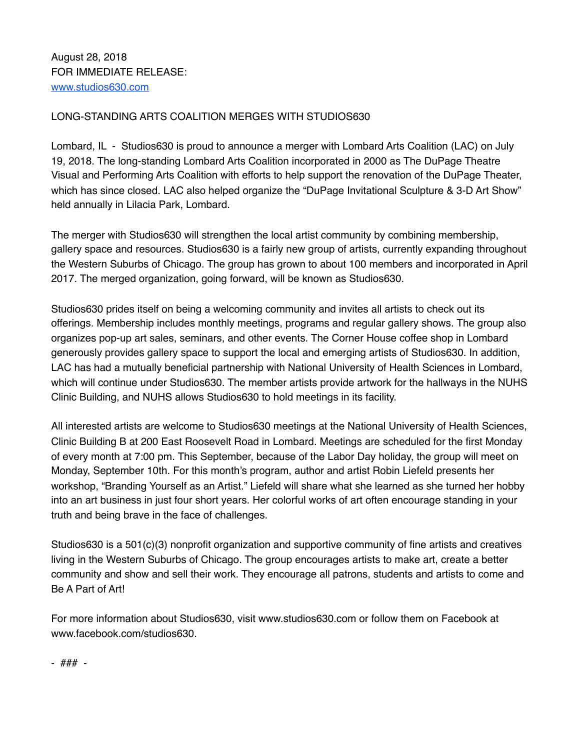August 28, 2018
FOR IMMEDIATE RELEASE:
[www.studios630.com](http://www.studios630.com)

## LONG-STANDING ARTS COALITION MERGES WITH STUDIOS630

Lombard, IL - Studios630 is proud to announce a merger with Lombard Arts Coalition (LAC) on July 19, 2018. The long-standing Lombard Arts Coalition incorporated in 2000 as The DuPage Theatre Visual and Performing Arts Coalition with efforts to help support the renovation of the DuPage Theater, which has since closed. LAC also helped organize the "DuPage Invitational Sculpture & 3-D Art Show" held annually in Lilacia Park, Lombard.

The merger with Studios630 will strengthen the local artist community by combining membership, gallery space and resources. Studios630 is a fairly new group of artists, currently expanding throughout the Western Suburbs of Chicago. The group has grown to about 100 members and incorporated in April 2017. The merged organization, going forward, will be known as Studios630.

Studios630 prides itself on being a welcoming community and invites all artists to check out its offerings. Membership includes monthly meetings, programs and regular gallery shows. The group also organizes pop-up art sales, seminars, and other events. The Corner House coffee shop in Lombard generously provides gallery space to support the local and emerging artists of Studios630. In addition, LAC has had a mutually beneficial partnership with National University of Health Sciences in Lombard, which will continue under Studios630. The member artists provide artwork for the hallways in the NUHS Clinic Building, and NUHS allows Studios630 to hold meetings in its facility.

All interested artists are welcome to Studios630 meetings at the National University of Health Sciences, Clinic Building B at 200 East Roosevelt Road in Lombard. Meetings are scheduled for the first Monday of every month at 7:00 pm. This September, because of the Labor Day holiday, the group will meet on Monday, September 10th. For this month's program, author and artist Robin Liefeld presents her workshop, "Branding Yourself as an Artist." Liefeld will share what she learned as she turned her hobby into an art business in just four short years. Her colorful works of art often encourage standing in your truth and being brave in the face of challenges.

Studios630 is a 501(c)(3) nonprofit organization and supportive community of fine artists and creatives living in the Western Suburbs of Chicago. The group encourages artists to make art, create a better community and show and sell their work. They encourage all patrons, students and artists to come and Be A Part of Art!

For more information about Studios630, visit www.studios630.com or follow them on Facebook at www.facebook.com/studios630.

- ### -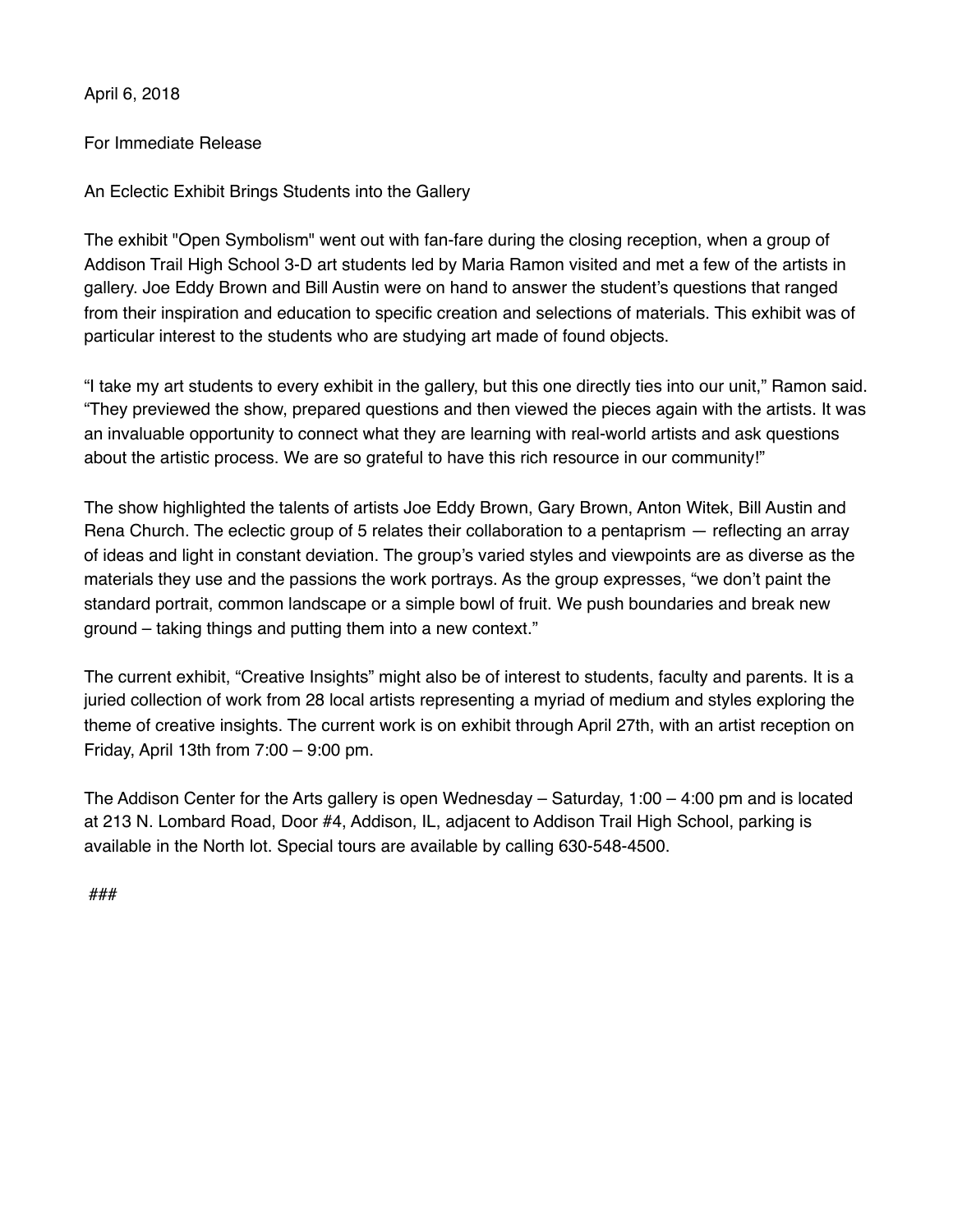April 6, 2018

For Immediate Release

An Eclectic Exhibit Brings Students into the Gallery

The exhibit "Open Symbolism" went out with fan-fare during the closing reception, when a group of Addison Trail High School 3-D art students led by Maria Ramon visited and met a few of the artists in gallery. Joe Eddy Brown and Bill Austin were on hand to answer the student's questions that ranged from their inspiration and education to specific creation and selections of materials. This exhibit was of particular interest to the students who are studying art made of found objects.

"I take my art students to every exhibit in the gallery, but this one directly ties into our unit," Ramon said. "They previewed the show, prepared questions and then viewed the pieces again with the artists. It was an invaluable opportunity to connect what they are learning with real-world artists and ask questions about the artistic process. We are so grateful to have this rich resource in our community!"

The show highlighted the talents of artists Joe Eddy Brown, Gary Brown, Anton Witek, Bill Austin and Rena Church. The eclectic group of 5 relates their collaboration to a pentaprism — reflecting an array of ideas and light in constant deviation. The group's varied styles and viewpoints are as diverse as the materials they use and the passions the work portrays. As the group expresses, "we don't paint the standard portrait, common landscape or a simple bowl of fruit. We push boundaries and break new ground – taking things and putting them into a new context."

The current exhibit, "Creative Insights" might also be of interest to students, faculty and parents. It is a juried collection of work from 28 local artists representing a myriad of medium and styles exploring the theme of creative insights. The current work is on exhibit through April 27th, with an artist reception on Friday, April 13th from 7:00 – 9:00 pm.

The Addison Center for the Arts gallery is open Wednesday – Saturday, 1:00 – 4:00 pm and is located at 213 N. Lombard Road, Door #4, Addison, IL, adjacent to Addison Trail High School, parking is available in the North lot. Special tours are available by calling 630-548-4500.

###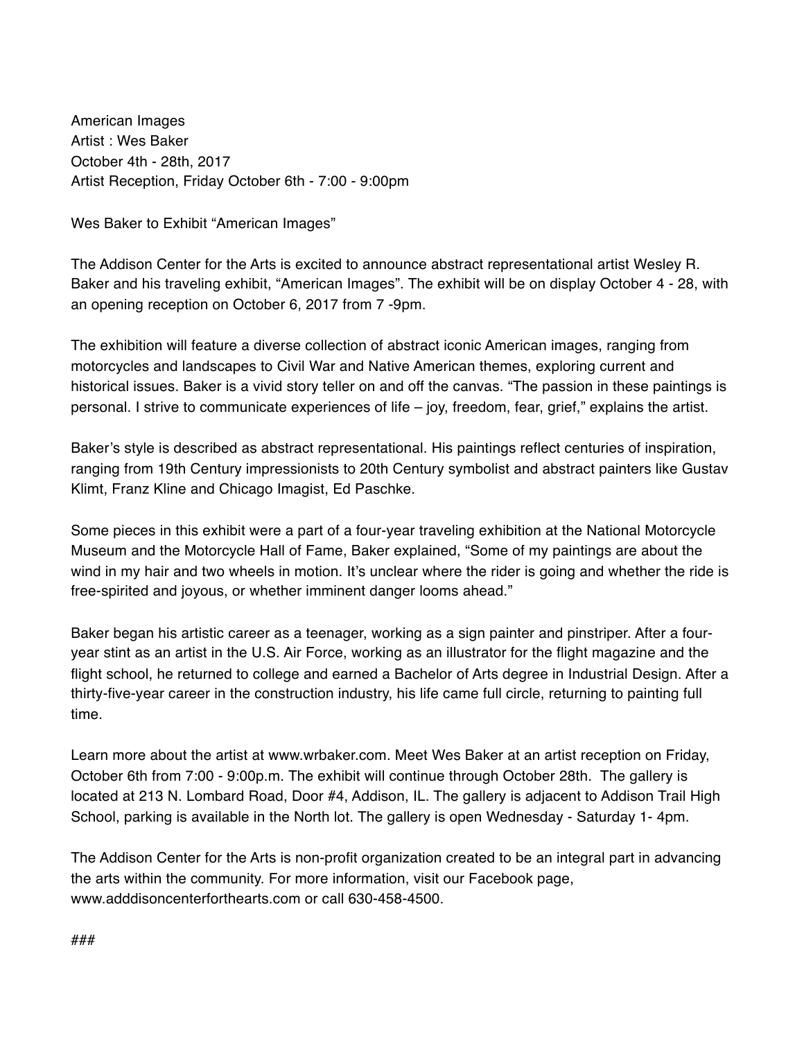American Images
Artist : Wes Baker
October 4th - 28th, 2017
Artist Reception, Friday October 6th - 7:00 - 9:00pm

Wes Baker to Exhibit “American Images”

The Addison Center for the Arts is excited to announce abstract representational artist Wesley R. Baker and his traveling exhibit, “American Images”. The exhibit will be on display October 4 - 28, with an opening reception on October 6, 2017 from 7 -9pm.

The exhibition will feature a diverse collection of abstract iconic American images, ranging from motorcycles and landscapes to Civil War and Native American themes, exploring current and historical issues. Baker is a vivid story teller on and off the canvas. “The passion in these paintings is personal. I strive to communicate experiences of life – joy, freedom, fear, grief,” explains the artist.

Baker’s style is described as abstract representational. His paintings reflect centuries of inspiration, ranging from 19th Century impressionists to 20th Century symbolist and abstract painters like Gustav Klimt, Franz Kline and Chicago Imagist, Ed Paschke.

Some pieces in this exhibit were a part of a four-year traveling exhibition at the National Motorcycle Museum and the Motorcycle Hall of Fame, Baker explained, “Some of my paintings are about the wind in my hair and two wheels in motion. It’s unclear where the rider is going and whether the ride is free-spirited and joyous, or whether imminent danger looms ahead.”

Baker began his artistic career as a teenager, working as a sign painter and pinstriper. After a four-year stint as an artist in the U.S. Air Force, working as an illustrator for the flight magazine and the flight school, he returned to college and earned a Bachelor of Arts degree in Industrial Design. After a thirty-five-year career in the construction industry, his life came full circle, returning to painting full time.

Learn more about the artist at www.wrbaker.com. Meet Wes Baker at an artist reception on Friday, October 6th from 7:00 - 9:00p.m. The exhibit will continue through October 28th. The gallery is located at 213 N. Lombard Road, Door #4, Addison, IL. The gallery is adjacent to Addison Trail High School, parking is available in the North lot. The gallery is open Wednesday - Saturday 1- 4pm.

The Addison Center for the Arts is non-profit organization created to be an integral part in advancing the arts within the community. For more information, visit our Facebook page, www.adddisoncenterforthearts.com or call 630-458-4500.

###